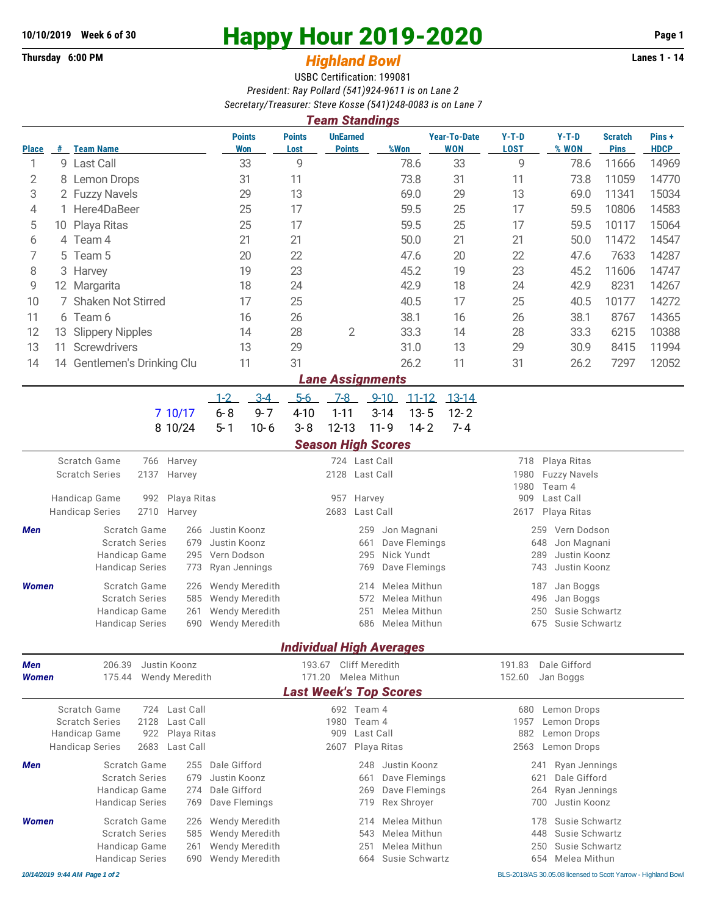10/10/2019 Week 6 of 30

Thursday 6:00 PM

# Happy Hour 2019-2020

## *Highland Bowl*

Lanes 1 - 14

USBC Certification: 199081

*President: Ray Pollard (541)924-9611 is on Lane 2*

*Secretary/Treasurer: Steve Kosse (541)248-0083 is on Lane 7*

### *Team Standings*

| Place | # | Team Name | Points Won | Points Lost | UnEarned Points | %Won | Year-To-Date WON | Y-T-D LOST | Y-T-D % WON | Scratch Pins | Pins + HDCP |
|---|---|---|---|---|---|---|---|---|---|---|---|
| 1 | 9 | Last Call | 33 | 9 | | 78.6 | 33 | 9 | 78.6 | 11666 | 14969 |
| 2 | 8 | Lemon Drops | 31 | 11 | | 73.8 | 31 | 11 | 73.8 | 11059 | 14770 |
| 3 | 2 | Fuzzy Navels | 29 | 13 | | 69.0 | 29 | 13 | 69.0 | 11341 | 15034 |
| 4 | 1 | Here4DaBeer | 25 | 17 | | 59.5 | 25 | 17 | 59.5 | 10806 | 14583 |
| 5 | 10 | Playa Ritas | 25 | 17 | | 59.5 | 25 | 17 | 59.5 | 10117 | 15064 |
| 6 | 4 | Team 4 | 21 | 21 | | 50.0 | 21 | 21 | 50.0 | 11472 | 14547 |
| 7 | 5 | Team 5 | 20 | 22 | | 47.6 | 20 | 22 | 47.6 | 7633 | 14287 |
| 8 | 3 | Harvey | 19 | 23 | | 45.2 | 19 | 23 | 45.2 | 11606 | 14747 |
| 9 | 12 | Margarita | 18 | 24 | | 42.9 | 18 | 24 | 42.9 | 8231 | 14267 |
| 10 | 7 | Shaken Not Stirred | 17 | 25 | | 40.5 | 17 | 25 | 40.5 | 10177 | 14272 |
| 11 | 6 | Team 6 | 16 | 26 | | 38.1 | 16 | 26 | 38.1 | 8767 | 14365 |
| 12 | 13 | Slippery Nipples | 14 | 28 | 2 | 33.3 | 14 | 28 | 33.3 | 6215 | 10388 |
| 13 | 11 | Screwdrivers | 13 | 29 | | 31.0 | 13 | 29 | 30.9 | 8415 | 11994 |
| 14 | 14 | Gentlemen's Drinking Clu | 11 | 31 | | 26.2 | 11 | 31 | 26.2 | 7297 | 12052 |

### *Lane Assignments*

| | 1-2 | 3-4 | 5-6 | 7-8 | 9-10 | 11-12 | 13-14 |
|---|---|---|---|---|---|---|---|
| 7 10/17 | 6- 8 | 9- 7 | 4-10 | 1-11 | 3-14 | 13- 5 | 12- 2 |
| 8 10/24 | 5- 1 | 10- 6 | 3- 8 | 12-13 | 11- 9 | 14- 2 | 7- 4 |

### *Season High Scores*

| | | | | | | |
|---|---|---|---|---|---|---|
| Scratch Game | 766 | Harvey | 724 | Last Call | 718 | Playa Ritas |
| Scratch Series | 2137 | Harvey | 2128 | Last Call | 1980 | Fuzzy Navels |
| | | | | | 1980 | Team 4 |
| Handicap Game | 992 | Playa Ritas | 957 | Harvey | 909 | Last Call |
| Handicap Series | 2710 | Harvey | 2683 | Last Call | 2617 | Playa Ritas |

| | | | | | | | |
|---|---|---|---|---|---|---|---|
| ***Men*** | Scratch Game | 266 | Justin Koonz | 259 | Jon Magnani | 259 | Vern Dodson |
| | Scratch Series | 679 | Justin Koonz | 661 | Dave Flemings | 648 | Jon Magnani |
| | Handicap Game | 295 | Vern Dodson | 295 | Nick Yundt | 289 | Justin Koonz |
| | Handicap Series | 773 | Ryan Jennings | 769 | Dave Flemings | 743 | Justin Koonz |
| ***Women*** | Scratch Game | 226 | Wendy Meredith | 214 | Melea Mithun | 187 | Jan Boggs |
| | Scratch Series | 585 | Wendy Meredith | 572 | Melea Mithun | 496 | Jan Boggs |
| | Handicap Game | 261 | Wendy Meredith | 251 | Melea Mithun | 250 | Susie Schwartz |
| | Handicap Series | 690 | Wendy Meredith | 686 | Melea Mithun | 675 | Susie Schwartz |

### *Individual High Averages*

| | | | | | | |
|---|---|---|---|---|---|---|
| ***Men*** | 206.39 | Justin Koonz | 193.67 | Cliff Meredith | 191.83 | Dale Gifford |
| ***Women*** | 175.44 | Wendy Meredith | 171.20 | Melea Mithun | 152.60 | Jan Boggs |

### *Last Week's Top Scores*

| | | | | | | |
|---|---|---|---|---|---|---|
| Scratch Game | 724 | Last Call | 692 | Team 4 | 680 | Lemon Drops |
| Scratch Series | 2128 | Last Call | 1980 | Team 4 | 1957 | Lemon Drops |
| Handicap Game | 922 | Playa Ritas | 909 | Last Call | 882 | Lemon Drops |
| Handicap Series | 2683 | Last Call | 2607 | Playa Ritas | 2563 | Lemon Drops |

| | | | | | | | |
|---|---|---|---|---|---|---|---|
| ***Men*** | Scratch Game | 255 | Dale Gifford | 248 | Justin Koonz | 241 | Ryan Jennings |
| | Scratch Series | 679 | Justin Koonz | 661 | Dave Flemings | 621 | Dale Gifford |
| | Handicap Game | 274 | Dale Gifford | 269 | Dave Flemings | 264 | Ryan Jennings |
| | Handicap Series | 769 | Dave Flemings | 719 | Rex Shroyer | 700 | Justin Koonz |
| ***Women*** | Scratch Game | 226 | Wendy Meredith | 214 | Melea Mithun | 178 | Susie Schwartz |
| | Scratch Series | 585 | Wendy Meredith | 543 | Melea Mithun | 448 | Susie Schwartz |
| | Handicap Game | 261 | Wendy Meredith | 251 | Melea Mithun | 250 | Susie Schwartz |
| | Handicap Series | 690 | Wendy Meredith | 664 | Susie Schwartz | 654 | Melea Mithun |

*10/14/2019 9:44 AM Page 1 of 2*

BLS-2018/AS 30.05.08 licensed to Scott Yarrow - Highland Bowl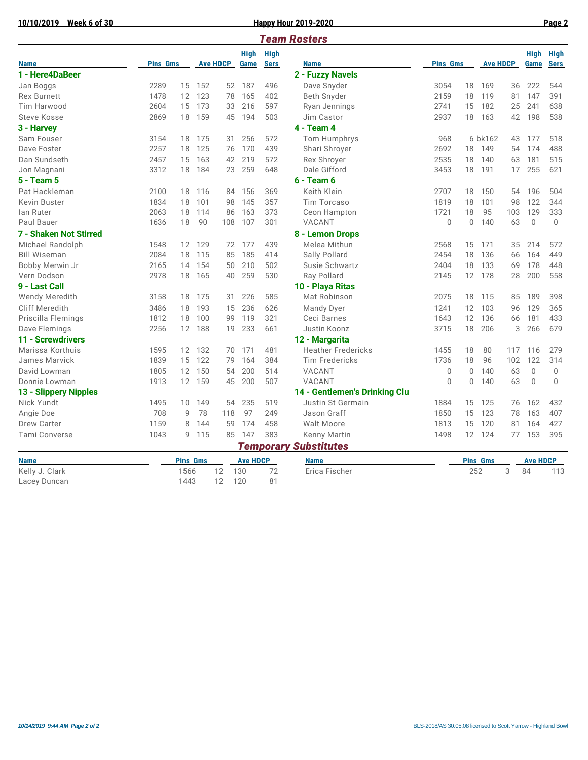## Team Rosters

| Name | Pins | Gms | Ave | HDCP | High Game | High Sers |
|---|---|---|---|---|---|---|
| **1 - Here4DaBeer** | | | | | | |
| Jan Boggs | 2289 | 15 | 152 | 52 | 187 | 496 |
| Rex Burnett | 1478 | 12 | 123 | 78 | 165 | 402 |
| Tim Harwood | 2604 | 15 | 173 | 33 | 216 | 597 |
| Steve Kosse | 2869 | 18 | 159 | 45 | 194 | 503 |
| **2 - Fuzzy Navels** | | | | | | |
| Dave Snyder | 3054 | 18 | 169 | 36 | 222 | 544 |
| Beth Snyder | 2159 | 18 | 119 | 81 | 147 | 391 |
| Ryan Jennings | 2741 | 15 | 182 | 25 | 241 | 638 |
| Jim Castor | 2937 | 18 | 163 | 42 | 198 | 538 |
| **3 - Harvey** | | | | | | |
| Sam Fouser | 3154 | 18 | 175 | 31 | 256 | 572 |
| Dave Foster | 2257 | 18 | 125 | 76 | 170 | 439 |
| Dan Sundseth | 2457 | 15 | 163 | 42 | 219 | 572 |
| Jon Magnani | 3312 | 18 | 184 | 23 | 259 | 648 |
| **4 - Team 4** | | | | | | |
| Tom Humphrys | 968 | 6 | bk162 | 43 | 177 | 518 |
| Shari Shroyer | 2692 | 18 | 149 | 54 | 174 | 488 |
| Rex Shroyer | 2535 | 18 | 140 | 63 | 181 | 515 |
| Dale Gifford | 3453 | 18 | 191 | 17 | 255 | 621 |
| **5 - Team 5** | | | | | | |
| Pat Hackleman | 2100 | 18 | 116 | 84 | 156 | 369 |
| Kevin Buster | 1834 | 18 | 101 | 98 | 145 | 357 |
| Ian Ruter | 2063 | 18 | 114 | 86 | 163 | 373 |
| Paul Bauer | 1636 | 18 | 90 | 108 | 107 | 301 |
| **6 - Team 6** | | | | | | |
| Keith Klein | 2707 | 18 | 150 | 54 | 196 | 504 |
| Tim Torcaso | 1819 | 18 | 101 | 98 | 122 | 344 |
| Ceon Hampton | 1721 | 18 | 95 | 103 | 129 | 333 |
| VACANT | 0 | 0 | 140 | 63 | 0 | 0 |
| **7 - Shaken Not Stirred** | | | | | | |
| Michael Randolph | 1548 | 12 | 129 | 72 | 177 | 439 |
| Bill Wiseman | 2084 | 18 | 115 | 85 | 185 | 414 |
| Bobby Merwin Jr | 2165 | 14 | 154 | 50 | 210 | 502 |
| Vern Dodson | 2978 | 18 | 165 | 40 | 259 | 530 |
| **8 - Lemon Drops** | | | | | | |
| Melea Mithun | 2568 | 15 | 171 | 35 | 214 | 572 |
| Sally Pollard | 2454 | 18 | 136 | 66 | 164 | 449 |
| Susie Schwartz | 2404 | 18 | 133 | 69 | 178 | 448 |
| Ray Pollard | 2145 | 12 | 178 | 28 | 200 | 558 |
| **9 - Last Call** | | | | | | |
| Wendy Meredith | 3158 | 18 | 175 | 31 | 226 | 585 |
| Cliff Meredith | 3486 | 18 | 193 | 15 | 236 | 626 |
| Priscilla Flemings | 1812 | 18 | 100 | 99 | 119 | 321 |
| Dave Flemings | 2256 | 12 | 188 | 19 | 233 | 661 |
| **10 - Playa Ritas** | | | | | | |
| Mat Robinson | 2075 | 18 | 115 | 85 | 189 | 398 |
| Mandy Dyer | 1241 | 12 | 103 | 96 | 129 | 365 |
| Ceci Barnes | 1643 | 12 | 136 | 66 | 181 | 433 |
| Justin Koonz | 3715 | 18 | 206 | 3 | 266 | 679 |
| **11 - Screwdrivers** | | | | | | |
| Marissa Korthuis | 1595 | 12 | 132 | 70 | 171 | 481 |
| James Marvick | 1839 | 15 | 122 | 79 | 164 | 384 |
| David Lowman | 1805 | 12 | 150 | 54 | 200 | 514 |
| Donnie Lowman | 1913 | 12 | 159 | 45 | 200 | 507 |
| **12 - Margarita** | | | | | | |
| Heather Fredericks | 1455 | 18 | 80 | 117 | 116 | 279 |
| Tim Fredericks | 1736 | 18 | 96 | 102 | 122 | 314 |
| VACANT | 0 | 0 | 140 | 63 | 0 | 0 |
| VACANT | 0 | 0 | 140 | 63 | 0 | 0 |
| **13 - Slippery Nipples** | | | | | | |
| Nick Yundt | 1495 | 10 | 149 | 54 | 235 | 519 |
| Angie Doe | 708 | 9 | 78 | 118 | 97 | 249 |
| Drew Carter | 1159 | 8 | 144 | 59 | 174 | 458 |
| Tami Converse | 1043 | 9 | 115 | 85 | 147 | 383 |
| **14 - Gentlemen's Drinking Clu** | | | | | | |
| Justin St Germain | 1884 | 15 | 125 | 76 | 162 | 432 |
| Jason Graff | 1850 | 15 | 123 | 78 | 163 | 407 |
| Walt Moore | 1813 | 15 | 120 | 81 | 164 | 427 |
| Kenny Martin | 1498 | 12 | 124 | 77 | 153 | 395 |

## Temporary Substitutes

| Name | Pins | Gms | Ave | HDCP |
|---|---|---|---|---|
| Kelly J. Clark | 1566 | 12 | 130 | 72 |
| Lacey Duncan | 1443 | 12 | 120 | 81 |
| Erica Fischer | 252 | 3 | 84 | 113 |